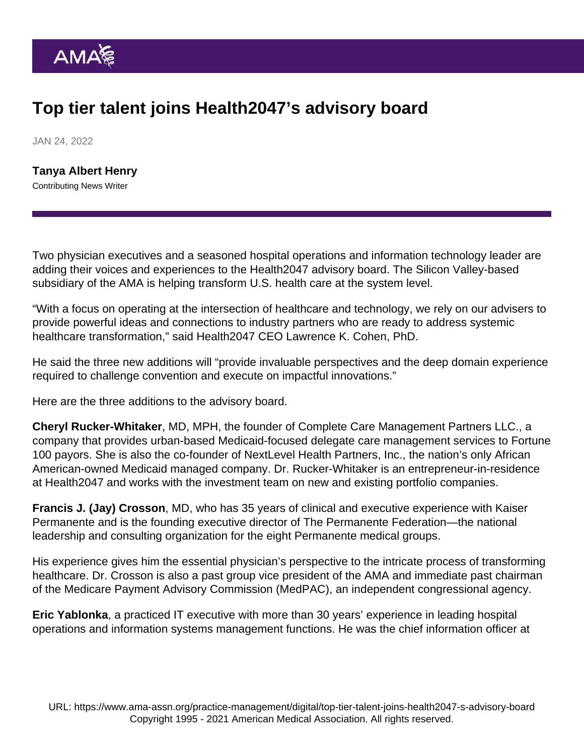# Top tier talent joins Health2047's advisory board

JAN 24, 2022

**Tanya Albert Henry**
Contributing News Writer

Two physician executives and a seasoned hospital operations and information technology leader are adding their voices and experiences to the Health2047 advisory board. The Silicon Valley-based subsidiary of the AMA is helping transform U.S. health care at the system level.

"With a focus on operating at the intersection of healthcare and technology, we rely on our advisers to provide powerful ideas and connections to industry partners who are ready to address systemic healthcare transformation," said Health2047 CEO Lawrence K. Cohen, PhD.

He said the three new additions will "provide invaluable perspectives and the deep domain experience required to challenge convention and execute on impactful innovations."

Here are the three additions to the advisory board.

**Cheryl Rucker-Whitaker**, MD, MPH, the founder of Complete Care Management Partners LLC., a company that provides urban-based Medicaid-focused delegate care management services to Fortune 100 payors. She is also the co-founder of NextLevel Health Partners, Inc., the nation's only African American-owned Medicaid managed company. Dr. Rucker-Whitaker is an entrepreneur-in-residence at Health2047 and works with the investment team on new and existing portfolio companies.

**Francis J. (Jay) Crosson**, MD, who has 35 years of clinical and executive experience with Kaiser Permanente and is the founding executive director of The Permanente Federation—the national leadership and consulting organization for the eight Permanente medical groups.

His experience gives him the essential physician's perspective to the intricate process of transforming healthcare. Dr. Crosson is also a past group vice president of the AMA and immediate past chairman of the Medicare Payment Advisory Commission (MedPAC), an independent congressional agency.

**Eric Yablonka**, a practiced IT executive with more than 30 years' experience in leading hospital operations and information systems management functions. He was the chief information officer at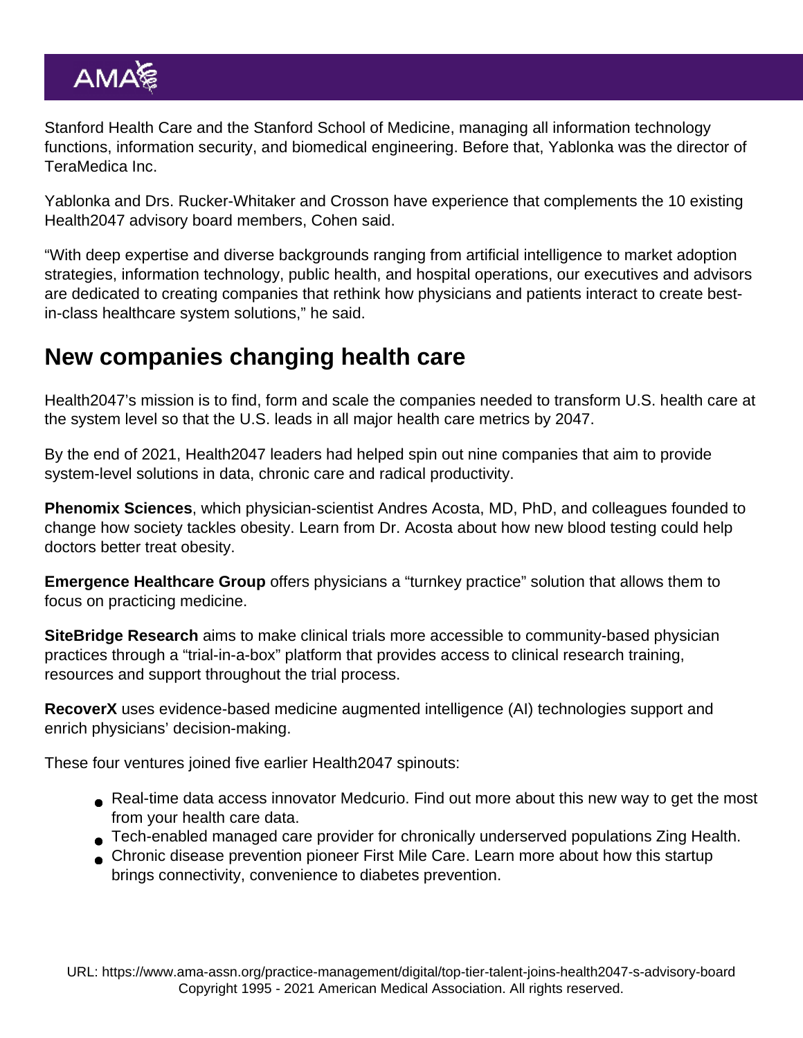Stanford Health Care and the Stanford School of Medicine, managing all information technology functions, information security, and biomedical engineering. Before that, Yablonka was the director of TeraMedica Inc.

Yablonka and Drs. Rucker-Whitaker and Crosson have experience that complements the 10 existing Health2047 advisory board members, Cohen said.

“With deep expertise and diverse backgrounds ranging from artificial intelligence to market adoption strategies, information technology, public health, and hospital operations, our executives and advisors are dedicated to creating companies that rethink how physicians and patients interact to create best-in-class healthcare system solutions,” he said.

## New companies changing health care

Health2047’s mission is to find, form and scale the companies needed to transform U.S. health care at the system level so that the U.S. leads in all major health care metrics by 2047.

By the end of 2021, Health2047 leaders had helped spin out nine companies that aim to provide system-level solutions in data, chronic care and radical productivity.

**Phenomix Sciences**, which physician-scientist Andres Acosta, MD, PhD, and colleagues founded to change how society tackles obesity. Learn from Dr. Acosta about how new blood testing could help doctors better treat obesity.

**Emergence Healthcare Group** offers physicians a “turnkey practice” solution that allows them to focus on practicing medicine.

**SiteBridge Research** aims to make clinical trials more accessible to community-based physician practices through a “trial-in-a-box” platform that provides access to clinical research training, resources and support throughout the trial process.

**RecoverX** uses evidence-based medicine augmented intelligence (AI) technologies support and enrich physicians’ decision-making.

These four ventures joined five earlier Health2047 spinouts:

- Real-time data access innovator Medcurio. Find out more about this new way to get the most from your health care data.
- Tech-enabled managed care provider for chronically underserved populations Zing Health.
- Chronic disease prevention pioneer First Mile Care. Learn more about how this startup brings connectivity, convenience to diabetes prevention.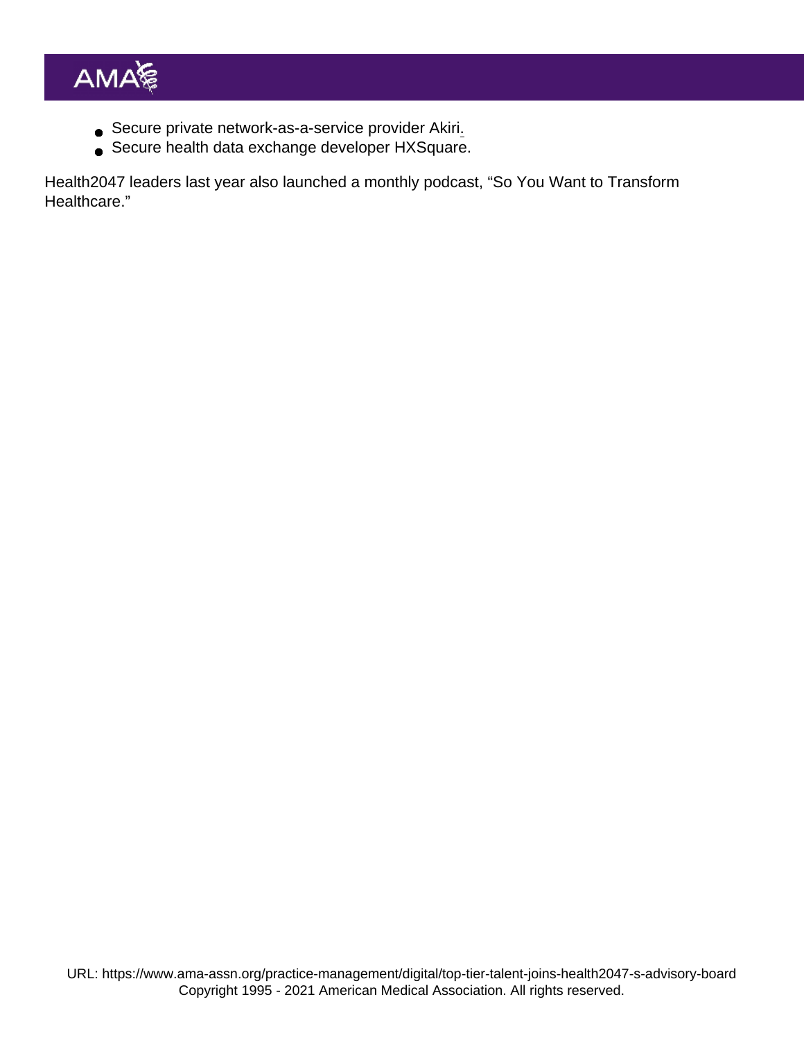- Secure private network-as-a-service provider Akiri.
- Secure health data exchange developer HXSquare.

Health2047 leaders last year also launched a monthly podcast, “So You Want to Transform Healthcare.”